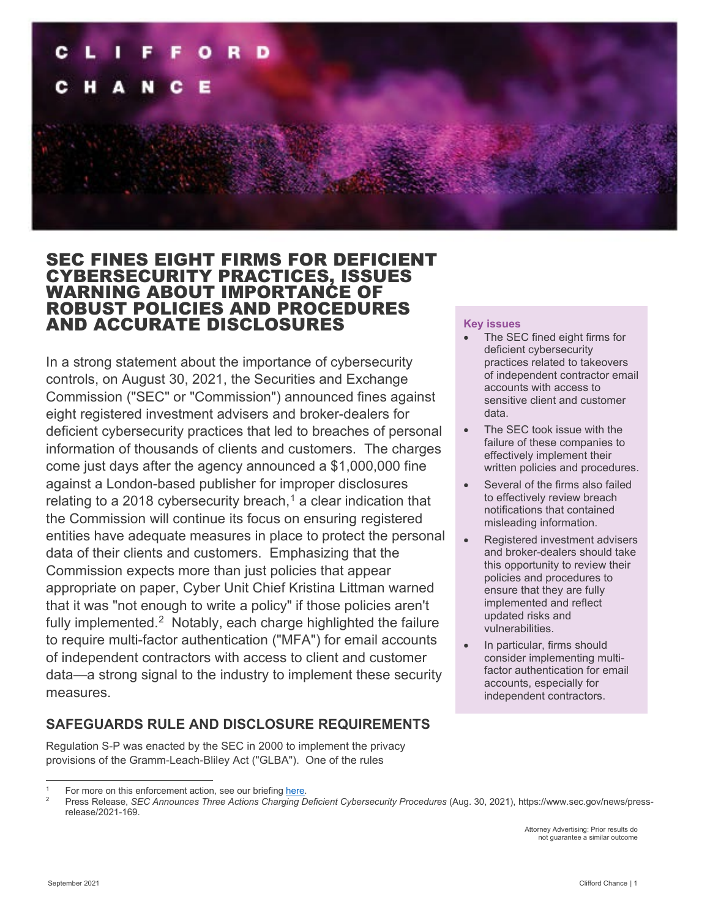# SEC FINES EIGHT FIRMS FOR DEFICIENT CYBERSECURITY PRACTICES, ISSUES WARNING ABOUT IMPORTANCE OF ROBUST POLICIES AND PROCEDURES AND ACCURATE DISCLOSURES

In a strong statement about the importance of cybersecurity controls, on August 30, 2021, the Securities and Exchange Commission ("SEC" or "Commission") announced fines against eight registered investment advisers and broker-dealers for deficient cybersecurity practices that led to breaches of personal information of thousands of clients and customers. The charges come just days after the agency announced a $1,000,000 fine against a London-based publisher for improper disclosures relating to a 2018 cybersecurity breach,[1] a clear indication that the Commission will continue its focus on ensuring registered entities have adequate measures in place to protect the personal data of their clients and customers. Emphasizing that the Commission expects more than just policies that appear appropriate on paper, Cyber Unit Chief Kristina Littman warned that it was "not enough to write a policy" if those policies aren't fully implemented.[2] Notably, each charge highlighted the failure to require multi-factor authentication ("MFA") for email accounts of independent contractors with access to client and customer data—a strong signal to the industry to implement these security measures.

**Key issues**

- The SEC fined eight firms for deficient cybersecurity practices related to takeovers of independent contractor email accounts with access to sensitive client and customer data.
- The SEC took issue with the failure of these companies to effectively implement their written policies and procedures.
- Several of the firms also failed to effectively review breach notifications that contained misleading information.
- Registered investment advisers and broker-dealers should take this opportunity to review their policies and procedures to ensure that they are fully implemented and reflect updated risks and vulnerabilities.
- In particular, firms should consider implementing multi-factor authentication for email accounts, especially for independent contractors.

## SAFEGUARDS RULE AND DISCLOSURE REQUIREMENTS

Regulation S-P was enacted by the SEC in 2000 to implement the privacy provisions of the Gramm-Leach-Bliley Act ("GLBA"). One of the rules

---

[1] For more on this enforcement action, see our briefing here.

[2] Press Release, *SEC Announces Three Actions Charging Deficient Cybersecurity Procedures* (Aug. 30, 2021), https://www.sec.gov/news/press-release/2021-169.

Attorney Advertising: Prior results do not guarantee a similar outcome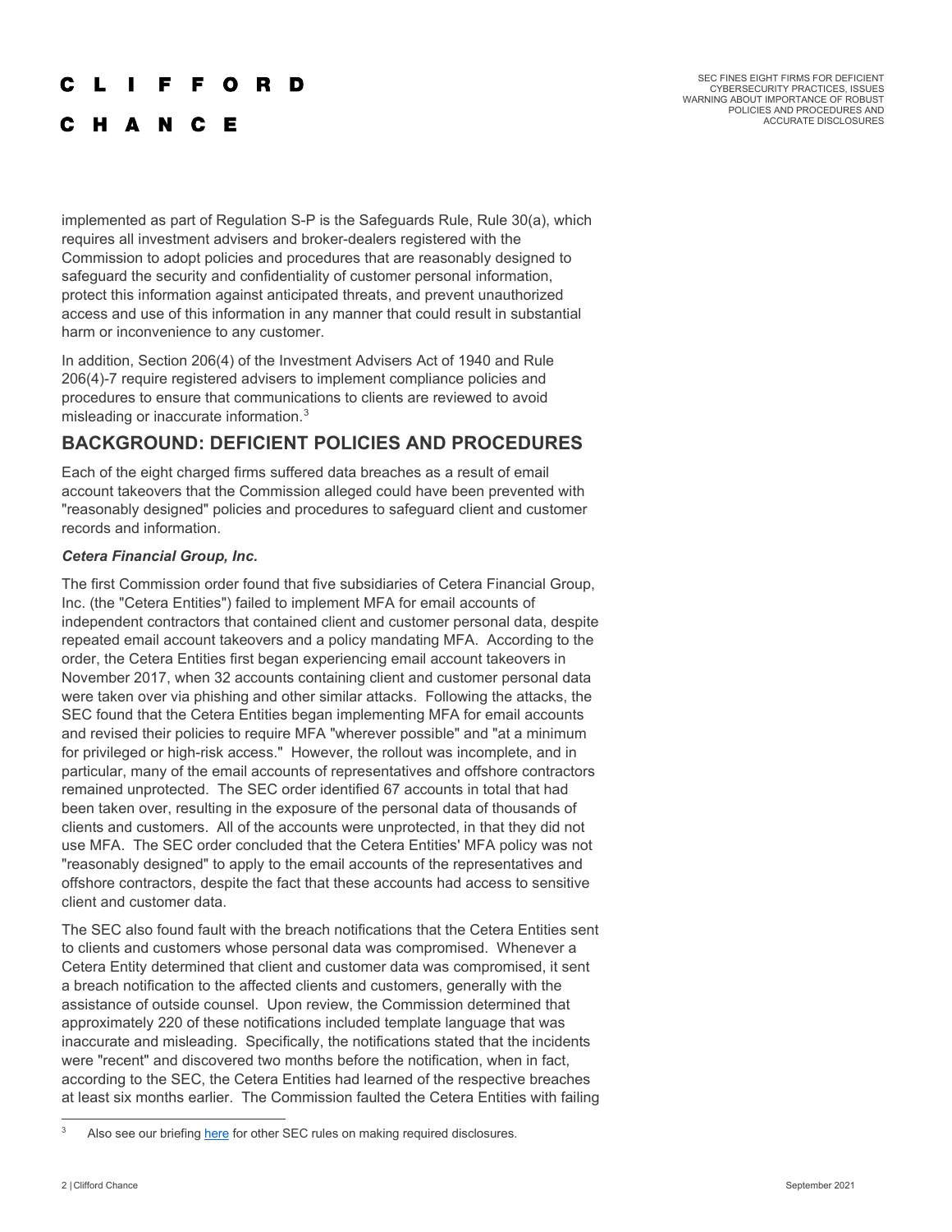implemented as part of Regulation S-P is the Safeguards Rule, Rule 30(a), which requires all investment advisers and broker-dealers registered with the Commission to adopt policies and procedures that are reasonably designed to safeguard the security and confidentiality of customer personal information, protect this information against anticipated threats, and prevent unauthorized access and use of this information in any manner that could result in substantial harm or inconvenience to any customer.

In addition, Section 206(4) of the Investment Advisers Act of 1940 and Rule 206(4)-7 require registered advisers to implement compliance policies and procedures to ensure that communications to clients are reviewed to avoid misleading or inaccurate information.[3]

## BACKGROUND: DEFICIENT POLICIES AND PROCEDURES

Each of the eight charged firms suffered data breaches as a result of email account takeovers that the Commission alleged could have been prevented with "reasonably designed" policies and procedures to safeguard client and customer records and information.

***Cetera Financial Group, Inc.***

The first Commission order found that five subsidiaries of Cetera Financial Group, Inc. (the "Cetera Entities") failed to implement MFA for email accounts of independent contractors that contained client and customer personal data, despite repeated email account takeovers and a policy mandating MFA. According to the order, the Cetera Entities first began experiencing email account takeovers in November 2017, when 32 accounts containing client and customer personal data were taken over via phishing and other similar attacks. Following the attacks, the SEC found that the Cetera Entities began implementing MFA for email accounts and revised their policies to require MFA "wherever possible" and "at a minimum for privileged or high-risk access." However, the rollout was incomplete, and in particular, many of the email accounts of representatives and offshore contractors remained unprotected. The SEC order identified 67 accounts in total that had been taken over, resulting in the exposure of the personal data of thousands of clients and customers. All of the accounts were unprotected, in that they did not use MFA. The SEC order concluded that the Cetera Entities' MFA policy was not "reasonably designed" to apply to the email accounts of the representatives and offshore contractors, despite the fact that these accounts had access to sensitive client and customer data.

The SEC also found fault with the breach notifications that the Cetera Entities sent to clients and customers whose personal data was compromised. Whenever a Cetera Entity determined that client and customer data was compromised, it sent a breach notification to the affected clients and customers, generally with the assistance of outside counsel. Upon review, the Commission determined that approximately 220 of these notifications included template language that was inaccurate and misleading. Specifically, the notifications stated that the incidents were "recent" and discovered two months before the notification, when in fact, according to the SEC, the Cetera Entities had learned of the respective breaches at least six months earlier. The Commission faulted the Cetera Entities with failing

[3] Also see our briefing here for other SEC rules on making required disclosures.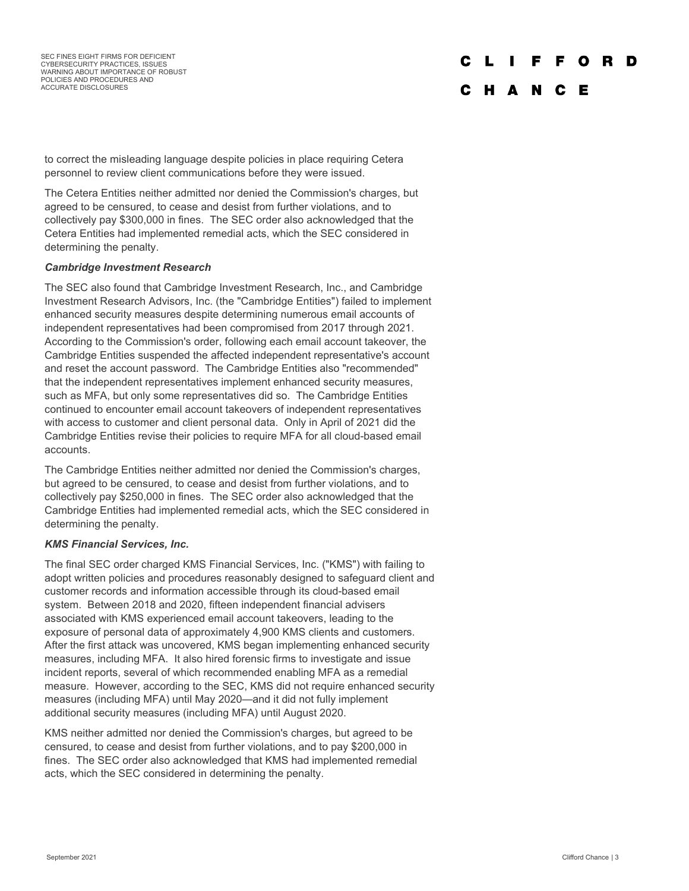to correct the misleading language despite policies in place requiring Cetera personnel to review client communications before they were issued.

The Cetera Entities neither admitted nor denied the Commission's charges, but agreed to be censured, to cease and desist from further violations, and to collectively pay $300,000 in fines. The SEC order also acknowledged that the Cetera Entities had implemented remedial acts, which the SEC considered in determining the penalty.

***Cambridge Investment Research***

The SEC also found that Cambridge Investment Research, Inc., and Cambridge Investment Research Advisors, Inc. (the "Cambridge Entities") failed to implement enhanced security measures despite determining numerous email accounts of independent representatives had been compromised from 2017 through 2021. According to the Commission's order, following each email account takeover, the Cambridge Entities suspended the affected independent representative's account and reset the account password. The Cambridge Entities also "recommended" that the independent representatives implement enhanced security measures, such as MFA, but only some representatives did so. The Cambridge Entities continued to encounter email account takeovers of independent representatives with access to customer and client personal data. Only in April of 2021 did the Cambridge Entities revise their policies to require MFA for all cloud-based email accounts.

The Cambridge Entities neither admitted nor denied the Commission's charges, but agreed to be censured, to cease and desist from further violations, and to collectively pay $250,000 in fines. The SEC order also acknowledged that the Cambridge Entities had implemented remedial acts, which the SEC considered in determining the penalty.

***KMS Financial Services, Inc.***

The final SEC order charged KMS Financial Services, Inc. ("KMS") with failing to adopt written policies and procedures reasonably designed to safeguard client and customer records and information accessible through its cloud-based email system. Between 2018 and 2020, fifteen independent financial advisers associated with KMS experienced email account takeovers, leading to the exposure of personal data of approximately 4,900 KMS clients and customers. After the first attack was uncovered, KMS began implementing enhanced security measures, including MFA. It also hired forensic firms to investigate and issue incident reports, several of which recommended enabling MFA as a remedial measure. However, according to the SEC, KMS did not require enhanced security measures (including MFA) until May 2020—and it did not fully implement additional security measures (including MFA) until August 2020.

KMS neither admitted nor denied the Commission's charges, but agreed to be censured, to cease and desist from further violations, and to pay $200,000 in fines. The SEC order also acknowledged that KMS had implemented remedial acts, which the SEC considered in determining the penalty.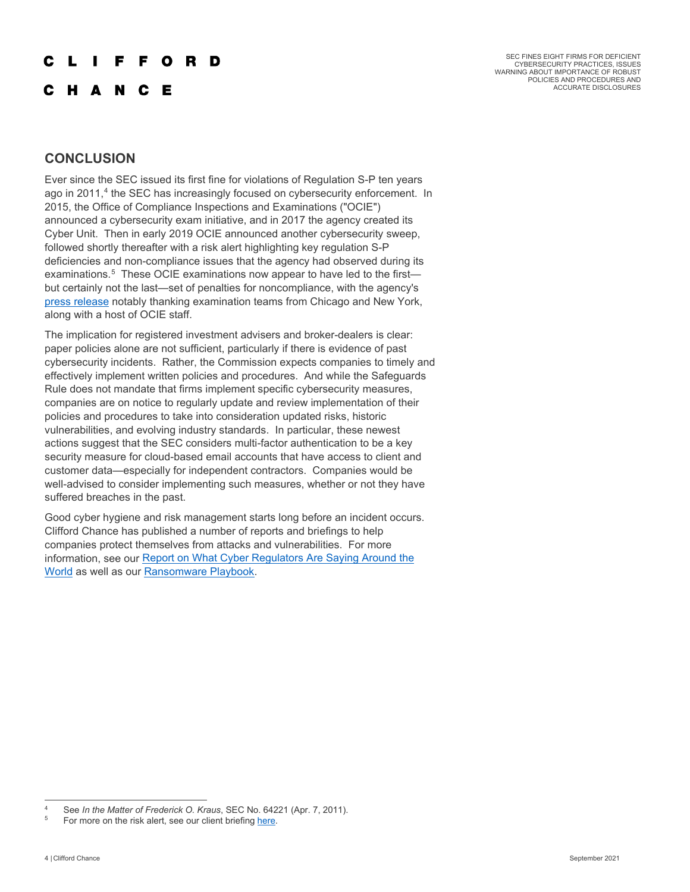## CONCLUSION

Ever since the SEC issued its first fine for violations of Regulation S-P ten years ago in 2011,[4] the SEC has increasingly focused on cybersecurity enforcement. In 2015, the Office of Compliance Inspections and Examinations ("OCIE") announced a cybersecurity exam initiative, and in 2017 the agency created its Cyber Unit. Then in early 2019 OCIE announced another cybersecurity sweep, followed shortly thereafter with a risk alert highlighting key regulation S-P deficiencies and non-compliance issues that the agency had observed during its examinations.[5] These OCIE examinations now appear to have led to the first—but certainly not the last—set of penalties for noncompliance, with the agency's press release notably thanking examination teams from Chicago and New York, along with a host of OCIE staff.

The implication for registered investment advisers and broker-dealers is clear: paper policies alone are not sufficient, particularly if there is evidence of past cybersecurity incidents. Rather, the Commission expects companies to timely and effectively implement written policies and procedures. And while the Safeguards Rule does not mandate that firms implement specific cybersecurity measures, companies are on notice to regularly update and review implementation of their policies and procedures to take into consideration updated risks, historic vulnerabilities, and evolving industry standards. In particular, these newest actions suggest that the SEC considers multi-factor authentication to be a key security measure for cloud-based email accounts that have access to client and customer data—especially for independent contractors. Companies would be well-advised to consider implementing such measures, whether or not they have suffered breaches in the past.

Good cyber hygiene and risk management starts long before an incident occurs. Clifford Chance has published a number of reports and briefings to help companies protect themselves from attacks and vulnerabilities. For more information, see our Report on What Cyber Regulators Are Saying Around the World as well as our Ransomware Playbook.

---

[4] See *In the Matter of Frederick O. Kraus*, SEC No. 64221 (Apr. 7, 2011).

[5] For more on the risk alert, see our client briefing here.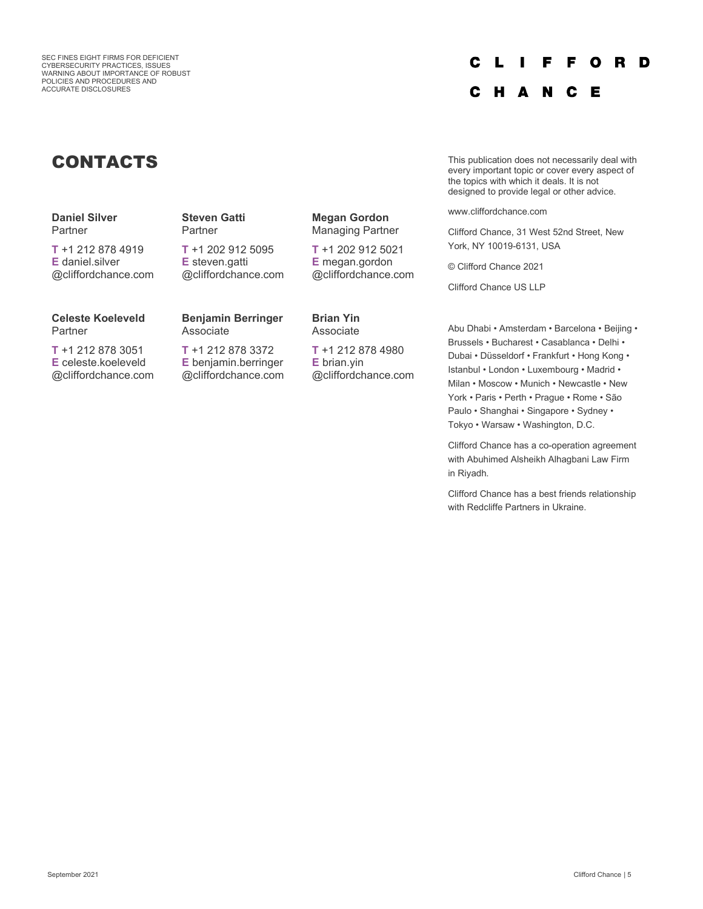## CONTACTS

**Daniel Silver**
Partner

**T** +1 212 878 4919
**E** daniel.silver
@cliffordchance.com

**Steven Gatti**
Partner

**T** +1 202 912 5095
**E** steven.gatti
@cliffordchance.com

**Megan Gordon**
Managing Partner

**T** +1 202 912 5021
**E** megan.gordon
@cliffordchance.com

**Celeste Koeleveld**
Partner

**T** +1 212 878 3051
**E** celeste.koeleveld
@cliffordchance.com

**Benjamin Berringer**
Associate

**T** +1 212 878 3372
**E** benjamin.berringer
@cliffordchance.com

**Brian Yin**
Associate

**T** +1 212 878 4980
**E** brian.yin
@cliffordchance.com

This publication does not necessarily deal with every important topic or cover every aspect of the topics with which it deals. It is not designed to provide legal or other advice.

www.cliffordchance.com

Clifford Chance, 31 West 52nd Street, New York, NY 10019-6131, USA

© Clifford Chance 2021

Clifford Chance US LLP

Abu Dhabi • Amsterdam • Barcelona • Beijing • Brussels • Bucharest • Casablanca • Delhi • Dubai • Düsseldorf • Frankfurt • Hong Kong • Istanbul • London • Luxembourg • Madrid • Milan • Moscow • Munich • Newcastle • New York • Paris • Perth • Prague • Rome • São Paulo • Shanghai • Singapore • Sydney • Tokyo • Warsaw • Washington, D.C.

Clifford Chance has a co-operation agreement with Abuhimed Alsheikh Alhagbani Law Firm in Riyadh.

Clifford Chance has a best friends relationship with Redcliffe Partners in Ukraine.